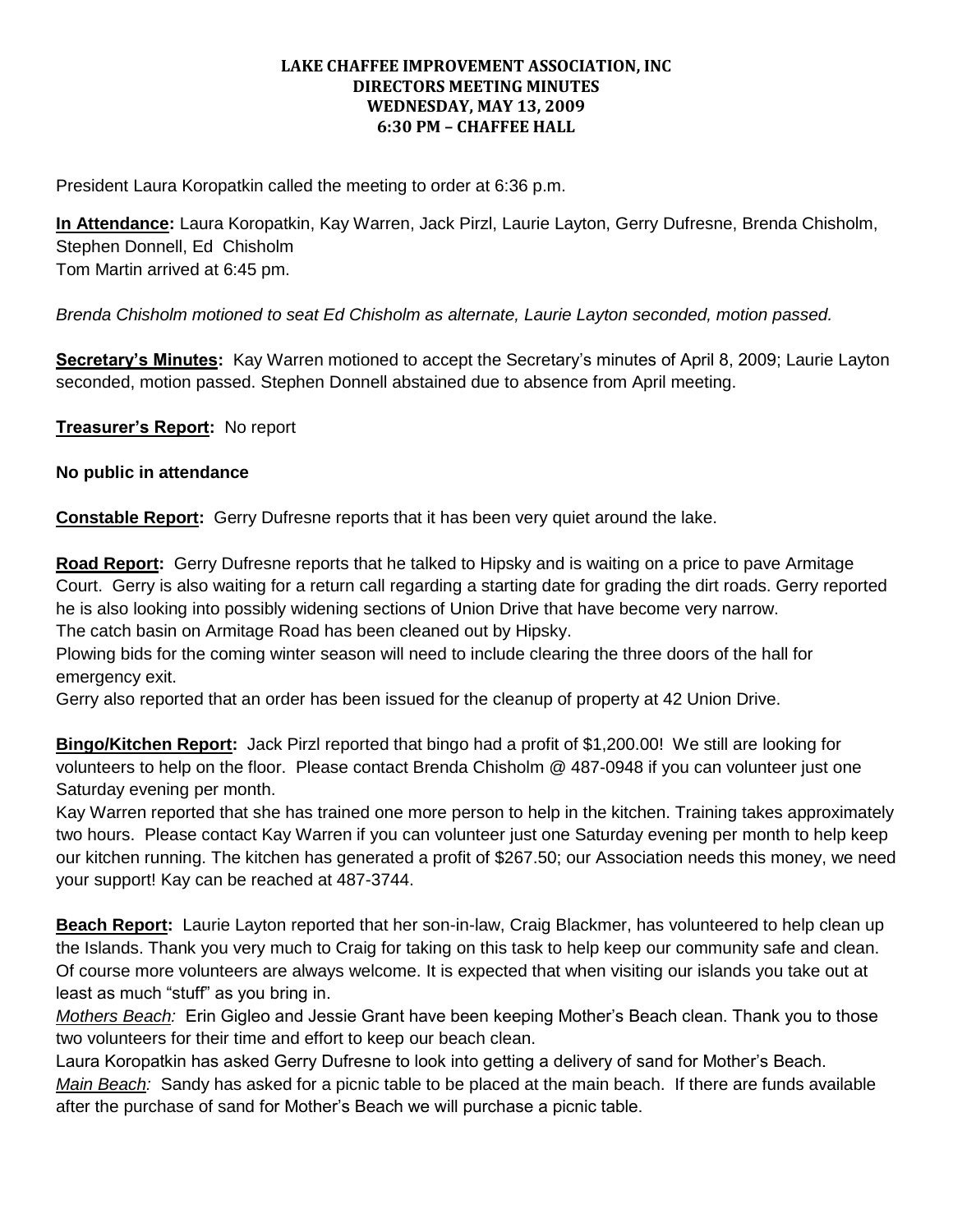# LAKE CHAFFEE IMPROVEMENT ASSOCIATION, INC
## DIRECTORS MEETING MINUTES
## WEDNESDAY, MAY 13, 2009
## 6:30 PM – CHAFFEE HALL

President Laura Koropatkin called the meeting to order at 6:36 p.m.

**In Attendance:** Laura Koropatkin, Kay Warren, Jack Pirzl, Laurie Layton, Gerry Dufresne, Brenda Chisholm, Stephen Donnell, Ed Chisholm
Tom Martin arrived at 6:45 pm.

*Brenda Chisholm motioned to seat Ed Chisholm as alternate, Laurie Layton seconded, motion passed.*

**Secretary's Minutes:** Kay Warren motioned to accept the Secretary's minutes of April 8, 2009; Laurie Layton seconded, motion passed. Stephen Donnell abstained due to absence from April meeting.

**Treasurer's Report:** No report

**No public in attendance**

**Constable Report:** Gerry Dufresne reports that it has been very quiet around the lake.

**Road Report:** Gerry Dufresne reports that he talked to Hipsky and is waiting on a price to pave Armitage Court. Gerry is also waiting for a return call regarding a starting date for grading the dirt roads. Gerry reported he is also looking into possibly widening sections of Union Drive that have become very narrow.
The catch basin on Armitage Road has been cleaned out by Hipsky.
Plowing bids for the coming winter season will need to include clearing the three doors of the hall for emergency exit.
Gerry also reported that an order has been issued for the cleanup of property at 42 Union Drive.

**Bingo/Kitchen Report:** Jack Pirzl reported that bingo had a profit of $1,200.00! We still are looking for volunteers to help on the floor. Please contact Brenda Chisholm @ 487-0948 if you can volunteer just one Saturday evening per month.
Kay Warren reported that she has trained one more person to help in the kitchen. Training takes approximately two hours. Please contact Kay Warren if you can volunteer just one Saturday evening per month to help keep our kitchen running. The kitchen has generated a profit of $267.50; our Association needs this money, we need your support! Kay can be reached at 487-3744.

**Beach Report:** Laurie Layton reported that her son-in-law, Craig Blackmer, has volunteered to help clean up the Islands. Thank you very much to Craig for taking on this task to help keep our community safe and clean. Of course more volunteers are always welcome. It is expected that when visiting our islands you take out at least as much "stuff" as you bring in.
*Mothers Beach:* Erin Gigleo and Jessie Grant have been keeping Mother's Beach clean. Thank you to those two volunteers for their time and effort to keep our beach clean.
Laura Koropatkin has asked Gerry Dufresne to look into getting a delivery of sand for Mother's Beach.
*Main Beach:* Sandy has asked for a picnic table to be placed at the main beach. If there are funds available after the purchase of sand for Mother's Beach we will purchase a picnic table.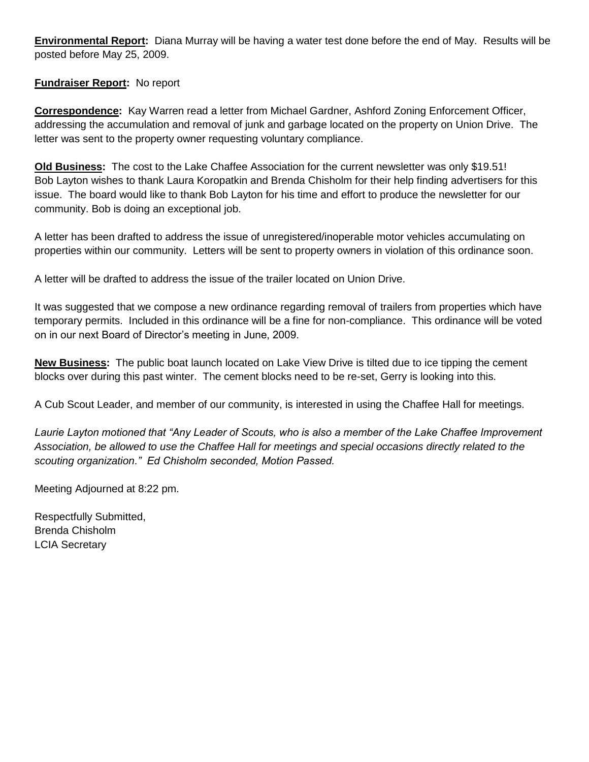**<u>Environmental Report</u>:** Diana Murray will be having a water test done before the end of May. Results will be posted before May 25, 2009.

**<u>Fundraiser Report</u>:** No report

**<u>Correspondence</u>:** Kay Warren read a letter from Michael Gardner, Ashford Zoning Enforcement Officer, addressing the accumulation and removal of junk and garbage located on the property on Union Drive. The letter was sent to the property owner requesting voluntary compliance.

**<u>Old Business</u>:** The cost to the Lake Chaffee Association for the current newsletter was only $19.51! Bob Layton wishes to thank Laura Koropatkin and Brenda Chisholm for their help finding advertisers for this issue. The board would like to thank Bob Layton for his time and effort to produce the newsletter for our community. Bob is doing an exceptional job.

A letter has been drafted to address the issue of unregistered/inoperable motor vehicles accumulating on properties within our community. Letters will be sent to property owners in violation of this ordinance soon.

A letter will be drafted to address the issue of the trailer located on Union Drive.

It was suggested that we compose a new ordinance regarding removal of trailers from properties which have temporary permits. Included in this ordinance will be a fine for non-compliance. This ordinance will be voted on in our next Board of Director's meeting in June, 2009.

**<u>New Business</u>:** The public boat launch located on Lake View Drive is tilted due to ice tipping the cement blocks over during this past winter. The cement blocks need to be re-set, Gerry is looking into this.

A Cub Scout Leader, and member of our community, is interested in using the Chaffee Hall for meetings.

*Laurie Layton motioned that "Any Leader of Scouts, who is also a member of the Lake Chaffee Improvement Association, be allowed to use the Chaffee Hall for meetings and special occasions directly related to the scouting organization." Ed Chisholm seconded, Motion Passed.*

Meeting Adjourned at 8:22 pm.

Respectfully Submitted,
Brenda Chisholm
LCIA Secretary